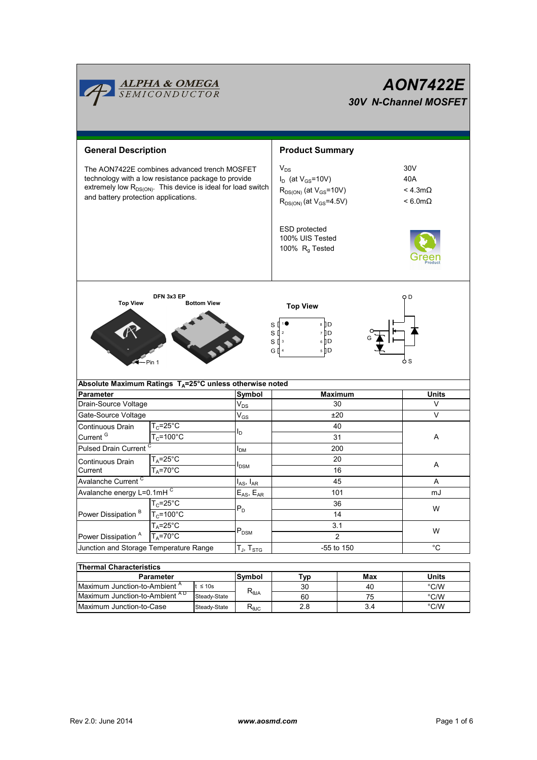ALPHA & OMEGA SEMICONDUCTOR

# AON7422E

## 30V N-Channel MOSFET

## General Description

The AON7422E combines advanced trench MOSFET technology with a low resistance package to provide extremely low $R_{DS(ON)}$. This device is ideal for load switch and battery protection applications.

## Product Summary

| | |
|---|---|
| $V_{DS}$ | 30V |
| $I_D$ (at $V_{GS}$=10V) | 40A |
| $R_{DS(ON)}$ (at $V_{GS}$=10V) | < 4.3mΩ |
| $R_{DS(ON)}$ (at $V_{GS}$=4.5V) | < 6.0mΩ |

ESD protected
100% UIS Tested
100% $R_g$ Tested

DFN 3x3 EP

Top View — Bottom View — Pin 1

Top View: S 1, S 2, S 3, G 4, D 5, D 6, D 7, D 8

Absolute Maximum Ratings $T_A$=25°C unless otherwise noted

| Parameter | | Symbol | Maximum | Units |
|---|---|---|---|---|
| Drain-Source Voltage | | $V_{DS}$ | 30 | V |
| Gate-Source Voltage | | $V_{GS}$ | ±20 | V |
| Continuous Drain Current [G] | $T_C$=25°C | $I_D$ | 40 | A |
| | $T_C$=100°C | | 31 | |
| Pulsed Drain Current [C] | | $I_{DM}$ | 200 | |
| Continuous Drain Current | $T_A$=25°C | $I_{DSM}$ | 20 | A |
| | $T_A$=70°C | | 16 | |
| Avalanche Current [C] | | $I_{AS}$, $I_{AR}$ | 45 | A |
| Avalanche energy L=0.1mH [C] | | $E_{AS}$, $E_{AR}$ | 101 | mJ |
| Power Dissipation [B] | $T_C$=25°C | $P_D$ | 36 | W |
| | $T_C$=100°C | | 14 | |
| Power Dissipation [A] | $T_A$=25°C | $P_{DSM}$ | 3.1 | W |
| | $T_A$=70°C | | 2 | |
| Junction and Storage Temperature Range | | $T_J$, $T_{STG}$ | -55 to 150 | °C |

Thermal Characteristics

| Parameter | | Symbol | Typ | Max | Units |
|---|---|---|---|---|---|
| Maximum Junction-to-Ambient [A] | t ≤ 10s | $R_{\theta JA}$ | 30 | 40 | °C/W |
| Maximum Junction-to-Ambient [A D] | Steady-State | | 60 | 75 | °C/W |
| Maximum Junction-to-Case | Steady-State | $R_{\theta JC}$ | 2.8 | 3.4 | °C/W |

Rev 2.0: June 2014 www.aosmd.com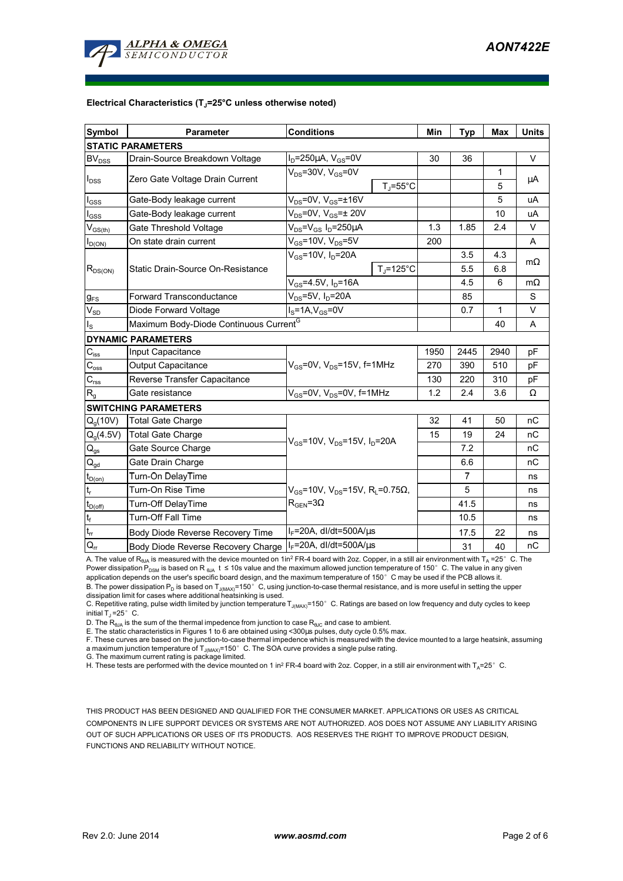### Electrical Characteristics ($T_J$=25°C unless otherwise noted)

| Symbol | Parameter | Conditions | | Min | Typ | Max | Units |
|---|---|---|---|---|---|---|---|
| **STATIC PARAMETERS** | | | | | | | |
| $BV_{DSS}$ | Drain-Source Breakdown Voltage | $I_D$=250µA, $V_{GS}$=0V | | 30 | 36 | | V |
| $I_{DSS}$ | Zero Gate Voltage Drain Current | $V_{DS}$=30V, $V_{GS}$=0V | | | | 1 | µA |
| | | | $T_J$=55°C | | | 5 | |
| $I_{GSS}$ | Gate-Body leakage current | $V_{DS}$=0V, $V_{GS}$=±16V | | | | 5 | uA |
| $I_{GSS}$ | Gate-Body leakage current | $V_{DS}$=0V, $V_{GS}$=± 20V | | | | 10 | uA |
| $V_{GS(th)}$ | Gate Threshold Voltage | $V_{DS}$=$V_{GS}$ $I_D$=250µA | | 1.3 | 1.85 | 2.4 | V |
| $I_{D(ON)}$ | On state drain current | $V_{GS}$=10V, $V_{DS}$=5V | | 200 | | | A |
| $R_{DS(ON)}$ | Static Drain-Source On-Resistance | $V_{GS}$=10V, $I_D$=20A | | | 3.5 | 4.3 | mΩ |
| | | | $T_J$=125°C | | 5.5 | 6.8 | |
| | | $V_{GS}$=4.5V, $I_D$=16A | | | 4.5 | 6 | mΩ |
| $g_{FS}$ | Forward Transconductance | $V_{DS}$=5V, $I_D$=20A | | | 85 | | S |
| $V_{SD}$ | Diode Forward Voltage | $I_S$=1A,$V_{GS}$=0V | | | 0.7 | 1 | V |
| $I_S$ | Maximum Body-Diode Continuous Current[G] | | | | | 40 | A |
| **DYNAMIC PARAMETERS** | | | | | | | |
| $C_{iss}$ | Input Capacitance | $V_{GS}$=0V, $V_{DS}$=15V, f=1MHz | | 1950 | 2445 | 2940 | pF |
| $C_{oss}$ | Output Capacitance | | | 270 | 390 | 510 | pF |
| $C_{rss}$ | Reverse Transfer Capacitance | | | 130 | 220 | 310 | pF |
| $R_g$ | Gate resistance | $V_{GS}$=0V, $V_{DS}$=0V, f=1MHz | | 1.2 | 2.4 | 3.6 | Ω |
| **SWITCHING PARAMETERS** | | | | | | | |
| $Q_g$(10V) | Total Gate Charge | $V_{GS}$=10V, $V_{DS}$=15V, $I_D$=20A | | 32 | 41 | 50 | nC |
| $Q_g$(4.5V) | Total Gate Charge | | | 15 | 19 | 24 | nC |
| $Q_{gs}$ | Gate Source Charge | | | | 7.2 | | nC |
| $Q_{gd}$ | Gate Drain Charge | | | | 6.6 | | nC |
| $t_{D(on)}$ | Turn-On DelayTime | $V_{GS}$=10V, $V_{DS}$=15V, $R_L$=0.75Ω, $R_{GEN}$=3Ω | | | 7 | | ns |
| $t_r$ | Turn-On Rise Time | | | | 5 | | ns |
| $t_{D(off)}$ | Turn-Off DelayTime | | | | 41.5 | | ns |
| $t_f$ | Turn-Off Fall Time | | | | 10.5 | | ns |
| $t_{rr}$ | Body Diode Reverse Recovery Time | $I_F$=20A, dI/dt=500A/µs | | | 17.5 | 22 | ns |
| $Q_{rr}$ | Body Diode Reverse Recovery Charge | $I_F$=20A, dI/dt=500A/µs | | | 31 | 40 | nC |

A. The value of $R_{\theta JA}$ is measured with the device mounted on 1in² FR-4 board with 2oz. Copper, in a still air environment with $T_A$ =25° C. The Power dissipation $P_{DSM}$ is based on $R_{\theta JA}$ t ≤ 10s value and the maximum allowed junction temperature of 150° C. The value in any given application depends on the user's specific board design, and the maximum temperature of 150° C may be used if the PCB allows it.
B. The power dissipation $P_D$ is based on $T_{J(MAX)}$=150° C, using junction-to-case thermal resistance, and is more useful in setting the upper dissipation limit for cases where additional heatsinking is used.
C. Repetitive rating, pulse width limited by junction temperature $T_{J(MAX)}$=150° C. Ratings are based on low frequency and duty cycles to keep initial $T_J$ =25° C.
D. The $R_{\theta JA}$ is the sum of the thermal impedence from junction to case $R_{\theta JC}$ and case to ambient.
E. The static characteristics in Figures 1 to 6 are obtained using <300µs pulses, duty cycle 0.5% max.
F. These curves are based on the junction-to-case thermal impedence which is measured with the device mounted to a large heatsink, assuming a maximum junction temperature of $T_{J(MAX)}$=150° C. The SOA curve provides a single pulse rating.
G. The maximum current rating is package limited.
H. These tests are performed with the device mounted on 1 in² FR-4 board with 2oz. Copper, in a still air environment with $T_A$=25° C.

THIS PRODUCT HAS BEEN DESIGNED AND QUALIFIED FOR THE CONSUMER MARKET. APPLICATIONS OR USES AS CRITICAL COMPONENTS IN LIFE SUPPORT DEVICES OR SYSTEMS ARE NOT AUTHORIZED. AOS DOES NOT ASSUME ANY LIABILITY ARISING OUT OF SUCH APPLICATIONS OR USES OF ITS PRODUCTS. AOS RESERVES THE RIGHT TO IMPROVE PRODUCT DESIGN, FUNCTIONS AND RELIABILITY WITHOUT NOTICE.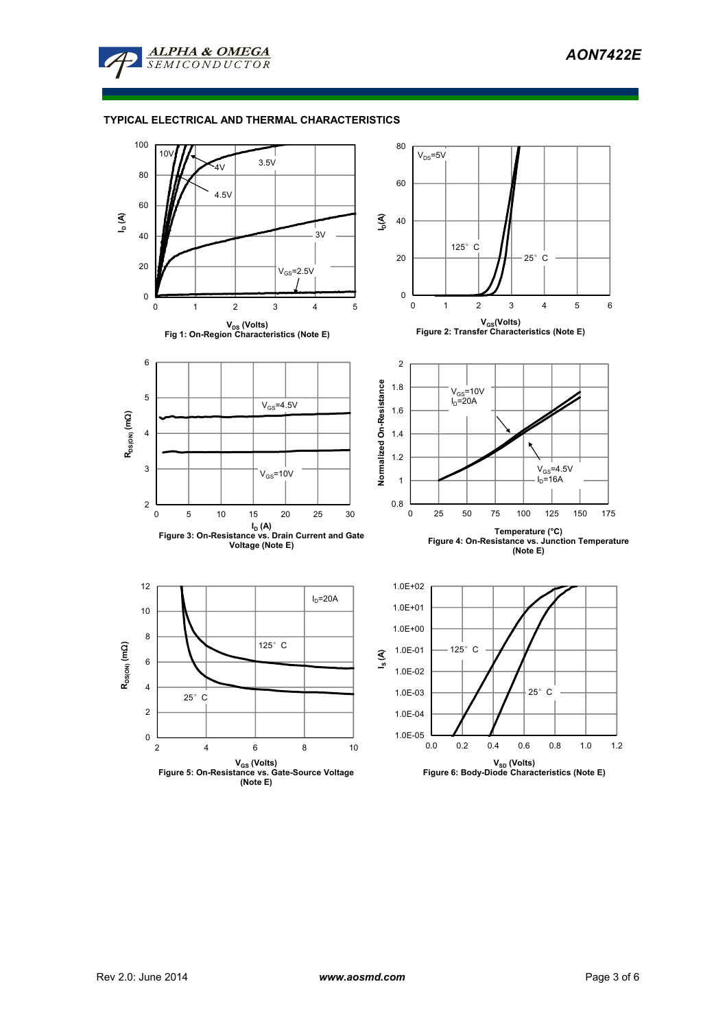## TYPICAL ELECTRICAL AND THERMAL CHARACTERISTICS

Fig 1: On-Region Characteristics (Note E)

Figure 2: Transfer Characteristics (Note E)

Figure 3: On-Resistance vs. Drain Current and Gate Voltage (Note E)

Figure 4: On-Resistance vs. Junction Temperature (Note E)

Figure 5: On-Resistance vs. Gate-Source Voltage (Note E)

Figure 6: Body-Diode Characteristics (Note E)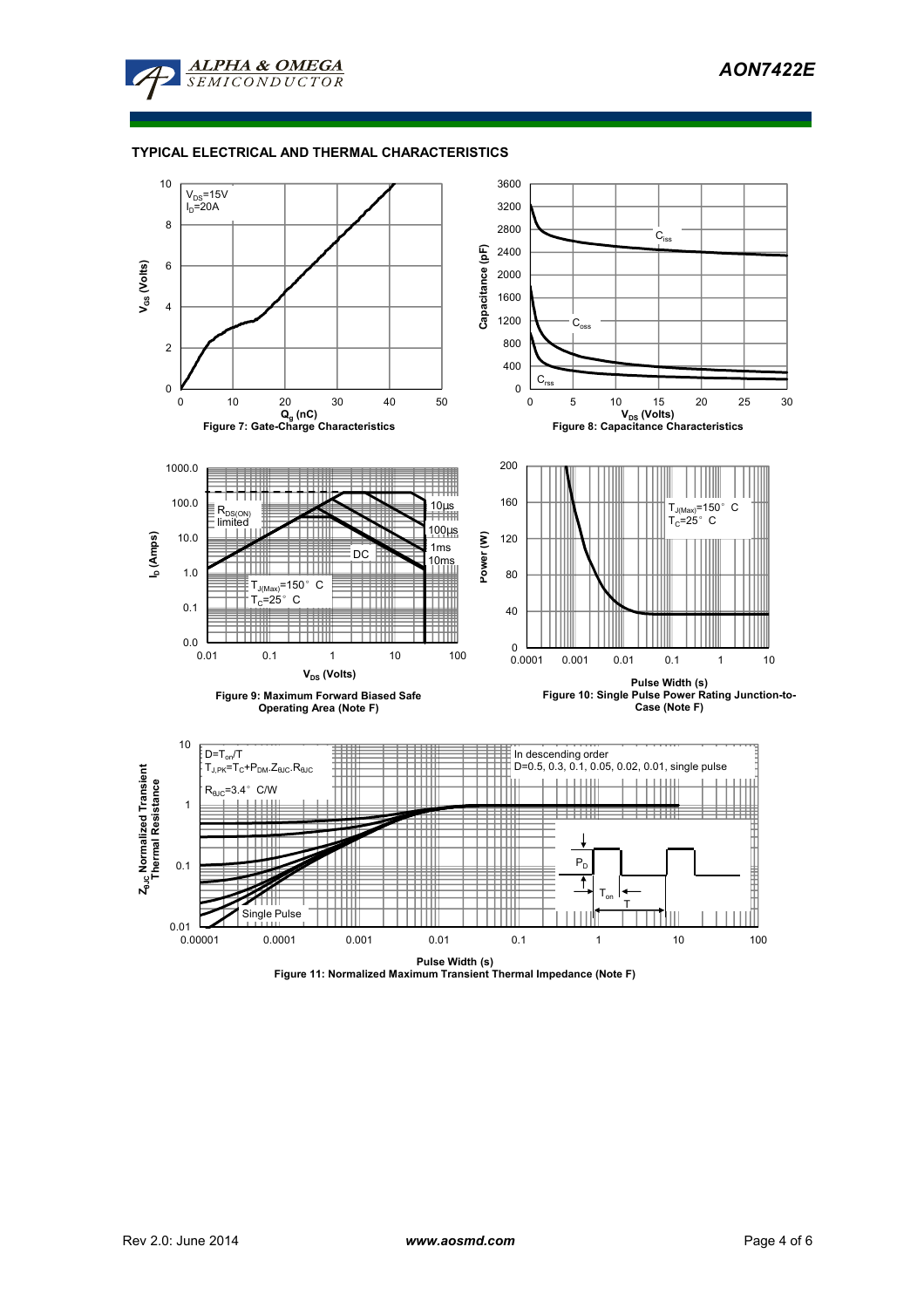## TYPICAL ELECTRICAL AND THERMAL CHARACTERISTICS

$V_{DS}$=15V
$I_D$=20A

$V_{GS}$ (Volts)

$Q_g$ (nC)

Figure 7: Gate-Charge Characteristics

$C_{iss}$

$C_{oss}$

$C_{rss}$

Capacitance (pF)

$V_{DS}$ (Volts)

Figure 8: Capacitance Characteristics

$R_{DS(ON)}$ limited

10µs

100µs

1ms

10ms

DC

$T_{J(Max)}$=150° C
$T_C$=25° C

$I_D$ (Amps)

$V_{DS}$ (Volts)

Figure 9: Maximum Forward Biased Safe Operating Area (Note F)

$T_{J(Max)}$=150° C
$T_C$=25° C

Power (W)

Pulse Width (s)

Figure 10: Single Pulse Power Rating Junction-to-Case (Note F)

$D=T_{on}/T$
$T_{J,PK}=T_C+P_{DM}.Z_{\theta JC}.R_{\theta JC}$

$R_{\theta JC}$=3.4° C/W

In descending order
D=0.5, 0.3, 0.1, 0.05, 0.02, 0.01, single pulse

Single Pulse

$P_D$

$T_{on}$

T

$Z_{\theta JC}$ Normalized Transient Thermal Resistance

Pulse Width (s)

Figure 11: Normalized Maximum Transient Thermal Impedance (Note F)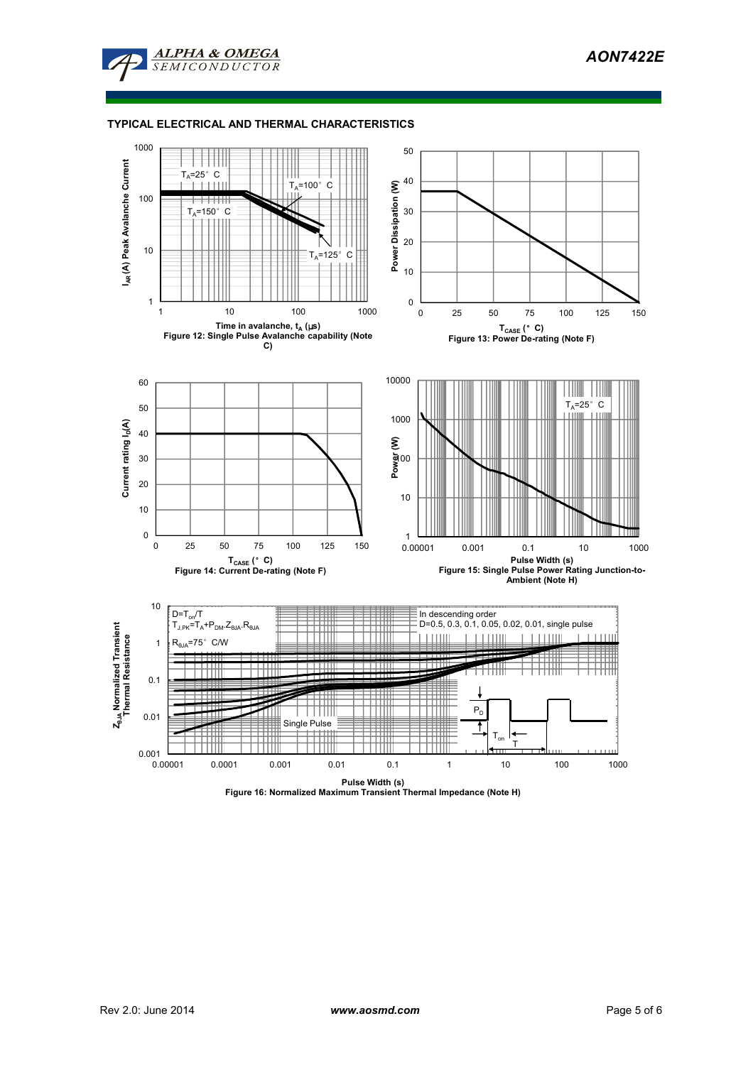## TYPICAL ELECTRICAL AND THERMAL CHARACTERISTICS

Figure 12: Single Pulse Avalanche capability (Note C)

Figure 13: Power De-rating (Note F)

Figure 14: Current De-rating (Note F)

Figure 15: Single Pulse Power Rating Junction-to-Ambient (Note H)

Figure 16: Normalized Maximum Transient Thermal Impedance (Note H)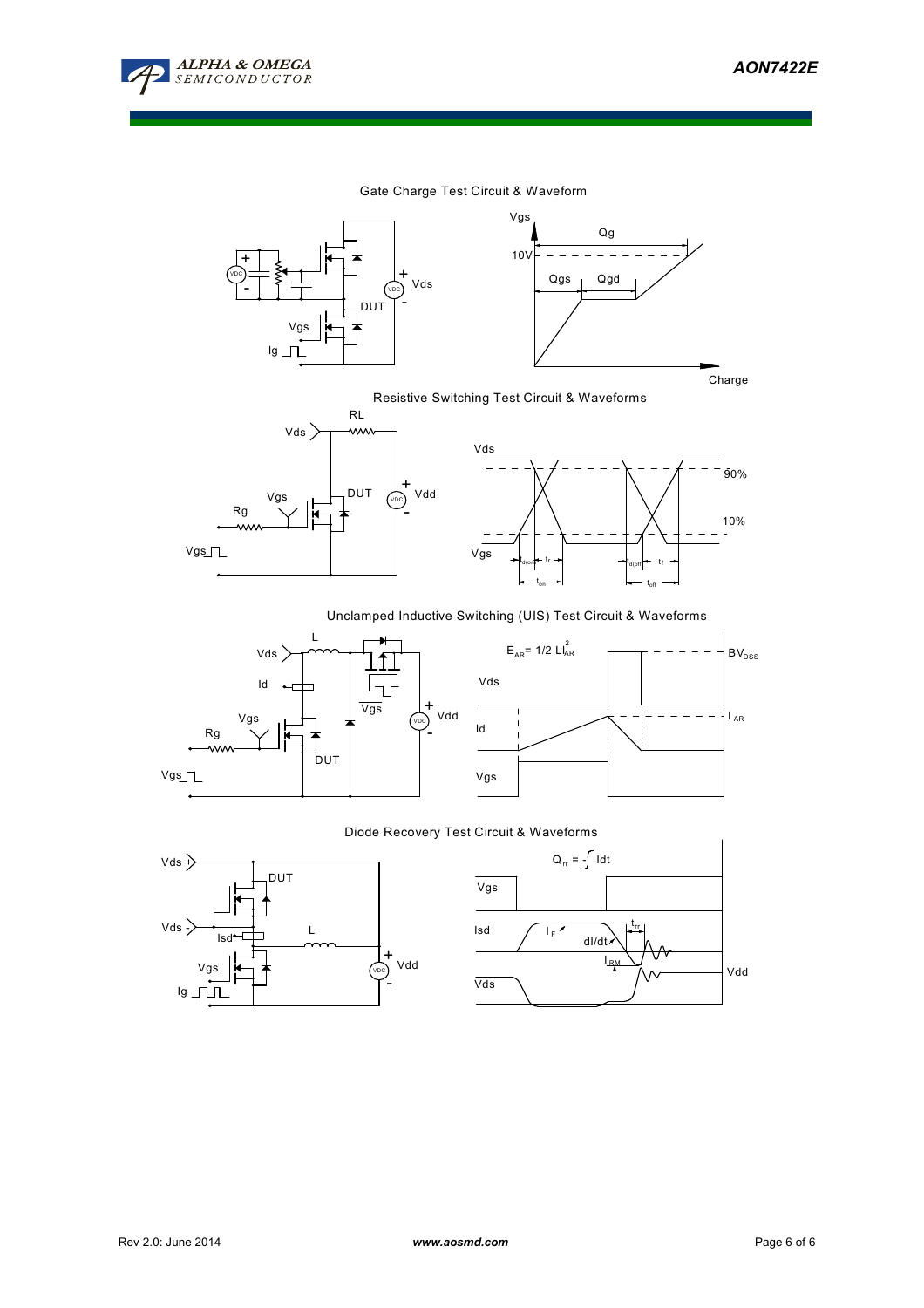## Gate Charge Test Circuit & Waveform

VDC
\+
\-
Vds
\+
\-
VDC
DUT
Vgs
Ig

Vgs
Qg
10V
Qgs
Qgd
Charge

## Resistive Switching Test Circuit & Waveforms

RL
Vds
Vgs
Rg
DUT
\+
VDC
Vdd
\-
Vgs

Vds
90%
10%
Vgs
$t_{d(on)}$
$t_r$
$t_{on}$
$t_{d(off)}$
$t_f$
$t_{off}$

## Unclamped Inductive Switching (UIS) Test Circuit & Waveforms

L
Vds
Id
Vgs
Vgs
Rg
DUT
\+
VDC
Vdd
\-
Vgs

$E_{AR} = 1/2\ LI_{AR}^2$
$BV_{DSS}$
Vds
Id
$I_{AR}$
Vgs

## Diode Recovery Test Circuit & Waveforms

Vds +
DUT
Vds -
Isd
L
Vgs
Ig
\+
VDC
Vdd
\-

$Q_{rr} = -\int Idt$
Vgs
Isd
$I_F$
dI/dt
$t_{rr}$
$I_{RM}$
Vds
Vdd